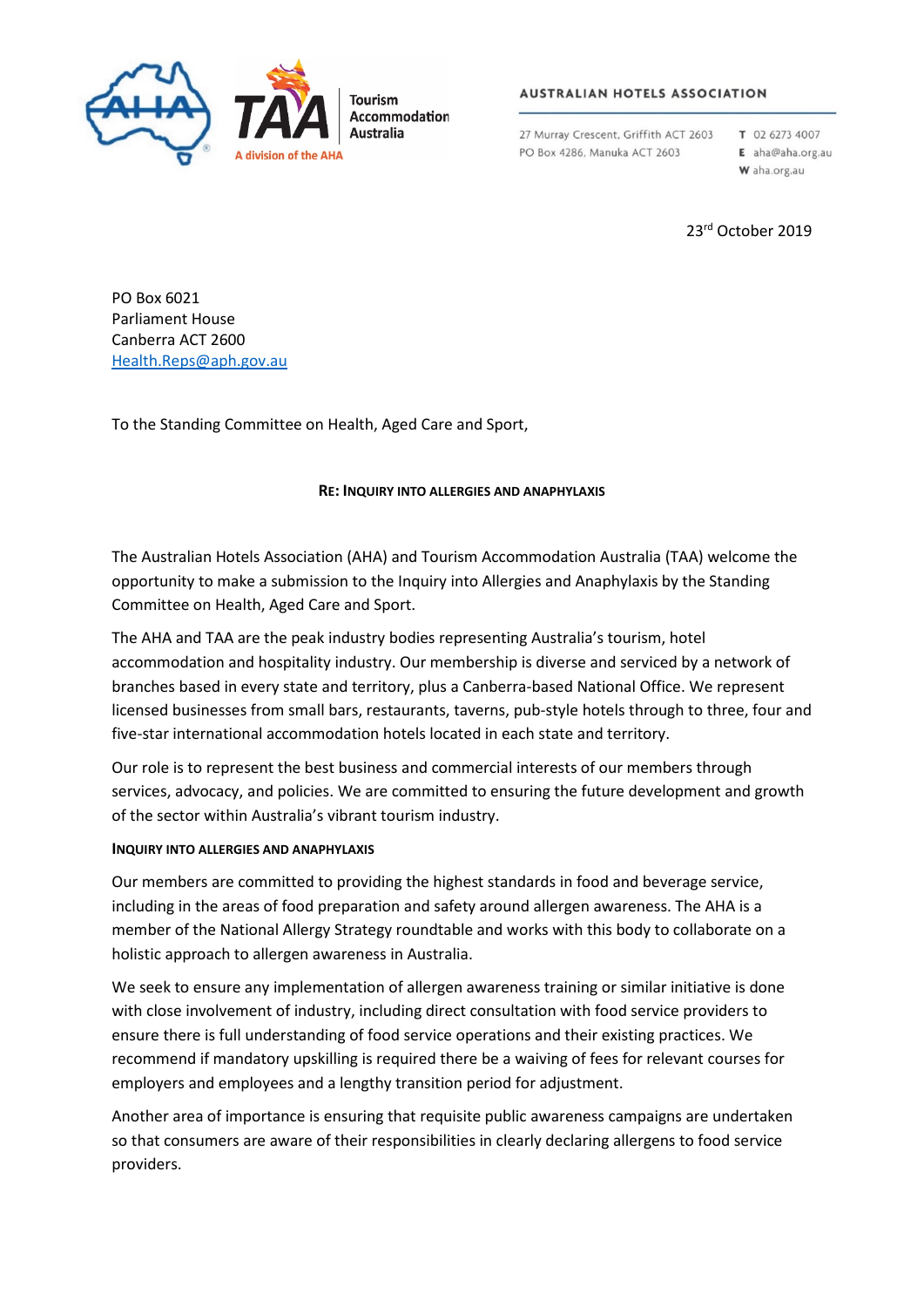AUSTRALIAN HOTELS ASSOCIATION

27 Murray Crescent, Griffith ACT 2603
PO Box 4286, Manuka ACT 2603

**T** 02 6273 4007
**E** aha@aha.org.au
**W** aha.org.au

Tourism Accommodation Australia — A division of the AHA

23rd October 2019

PO Box 6021
Parliament House
Canberra ACT 2600
Health.Reps@aph.gov.au

To the Standing Committee on Health, Aged Care and Sport,

**RE: INQUIRY INTO ALLERGIES AND ANAPHYLAXIS**

The Australian Hotels Association (AHA) and Tourism Accommodation Australia (TAA) welcome the opportunity to make a submission to the Inquiry into Allergies and Anaphylaxis by the Standing Committee on Health, Aged Care and Sport.

The AHA and TAA are the peak industry bodies representing Australia's tourism, hotel accommodation and hospitality industry. Our membership is diverse and serviced by a network of branches based in every state and territory, plus a Canberra-based National Office. We represent licensed businesses from small bars, restaurants, taverns, pub-style hotels through to three, four and five-star international accommodation hotels located in each state and territory.

Our role is to represent the best business and commercial interests of our members through services, advocacy, and policies. We are committed to ensuring the future development and growth of the sector within Australia's vibrant tourism industry.

**INQUIRY INTO ALLERGIES AND ANAPHYLAXIS**

Our members are committed to providing the highest standards in food and beverage service, including in the areas of food preparation and safety around allergen awareness. The AHA is a member of the National Allergy Strategy roundtable and works with this body to collaborate on a holistic approach to allergen awareness in Australia.

We seek to ensure any implementation of allergen awareness training or similar initiative is done with close involvement of industry, including direct consultation with food service providers to ensure there is full understanding of food service operations and their existing practices. We recommend if mandatory upskilling is required there be a waiving of fees for relevant courses for employers and employees and a lengthy transition period for adjustment.

Another area of importance is ensuring that requisite public awareness campaigns are undertaken so that consumers are aware of their responsibilities in clearly declaring allergens to food service providers.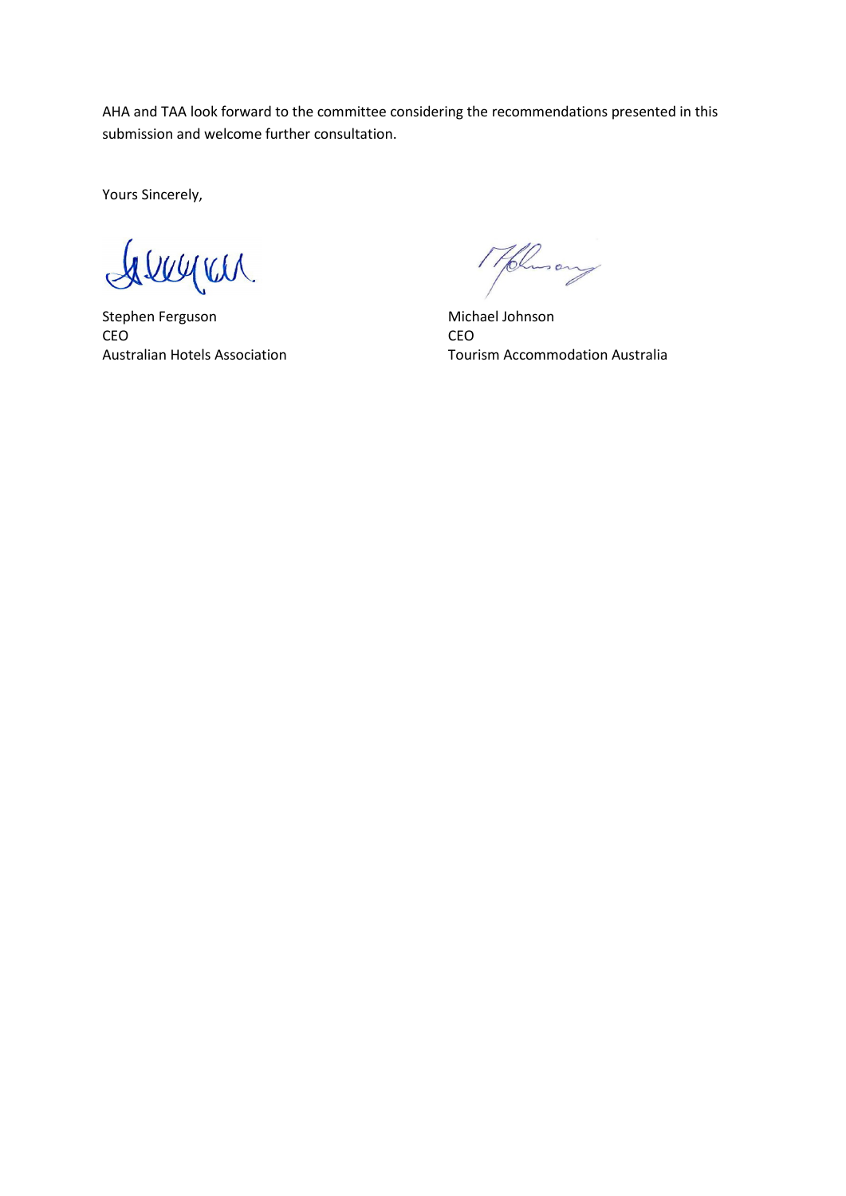AHA and TAA look forward to the committee considering the recommendations presented in this submission and welcome further consultation.

Yours Sincerely,

Stephen Ferguson
CEO
Australian Hotels Association

Michael Johnson
CEO
Tourism Accommodation Australia